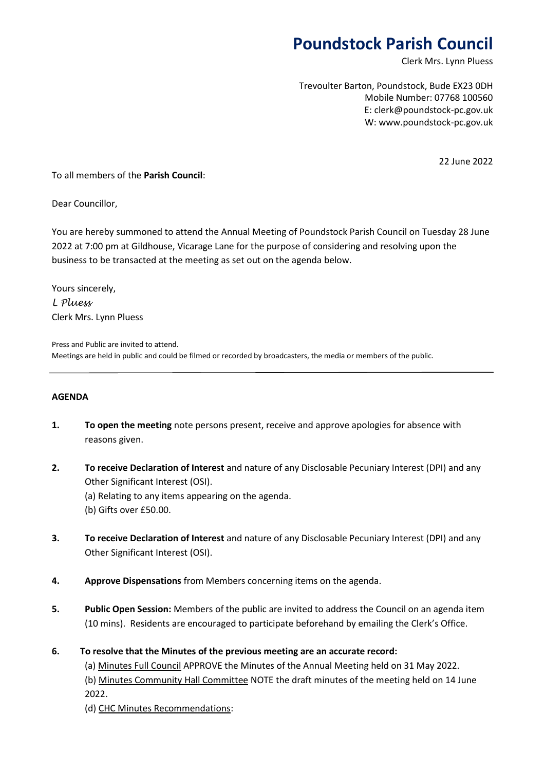# Poundstock Parish Council

Clerk Mrs. Lynn Pluess

Trevoulter Barton, Poundstock, Bude EX23 0DH
Mobile Number: 07768 100560
E: clerk@poundstock-pc.gov.uk
W: www.poundstock-pc.gov.uk

22 June 2022

To all members of the **Parish Council**:

Dear Councillor,

You are hereby summoned to attend the Annual Meeting of Poundstock Parish Council on Tuesday 28 June 2022 at 7:00 pm at Gildhouse, Vicarage Lane for the purpose of considering and resolving upon the business to be transacted at the meeting as set out on the agenda below.

Yours sincerely,
*L Pluess*
Clerk Mrs. Lynn Pluess

Press and Public are invited to attend.
Meetings are held in public and could be filmed or recorded by broadcasters, the media or members of the public.

---

**AGENDA**

1. **To open the meeting** note persons present, receive and approve apologies for absence with reasons given.

2. **To receive Declaration of Interest** and nature of any Disclosable Pecuniary Interest (DPI) and any Other Significant Interest (OSI).
   (a) Relating to any items appearing on the agenda.
   (b) Gifts over £50.00.

3. **To receive Declaration of Interest** and nature of any Disclosable Pecuniary Interest (DPI) and any Other Significant Interest (OSI).

4. **Approve Dispensations** from Members concerning items on the agenda.

5. **Public Open Session:** Members of the public are invited to address the Council on an agenda item (10 mins). Residents are encouraged to participate beforehand by emailing the Clerk's Office.

6. **To resolve that the Minutes of the previous meeting are an accurate record:**
   (a) Minutes Full Council APPROVE the Minutes of the Annual Meeting held on 31 May 2022.
   (b) Minutes Community Hall Committee NOTE the draft minutes of the meeting held on 14 June 2022.
   (d) CHC Minutes Recommendations: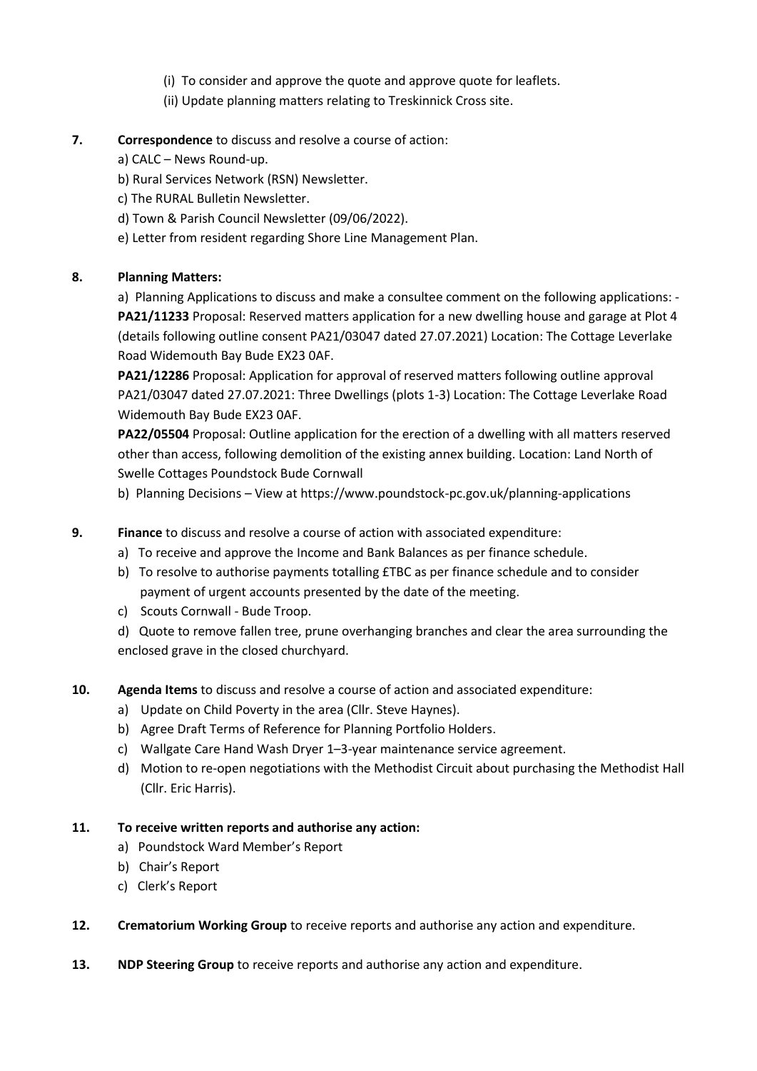(i) To consider and approve the quote and approve quote for leaflets.
(ii) Update planning matters relating to Treskinnick Cross site.

**7. Correspondence** to discuss and resolve a course of action:

a) CALC – News Round-up.
b) Rural Services Network (RSN) Newsletter.
c) The RURAL Bulletin Newsletter.
d) Town & Parish Council Newsletter (09/06/2022).
e) Letter from resident regarding Shore Line Management Plan.

**8. Planning Matters:**

a) Planning Applications to discuss and make a consultee comment on the following applications: -

**PA21/11233** Proposal: Reserved matters application for a new dwelling house and garage at Plot 4 (details following outline consent PA21/03047 dated 27.07.2021) Location: The Cottage Leverlake Road Widemouth Bay Bude EX23 0AF.

**PA21/12286** Proposal: Application for approval of reserved matters following outline approval PA21/03047 dated 27.07.2021: Three Dwellings (plots 1-3) Location: The Cottage Leverlake Road Widemouth Bay Bude EX23 0AF.

**PA22/05504** Proposal: Outline application for the erection of a dwelling with all matters reserved other than access, following demolition of the existing annex building. Location: Land North of Swelle Cottages Poundstock Bude Cornwall

b) Planning Decisions – View at https://www.poundstock-pc.gov.uk/planning-applications

**9. Finance** to discuss and resolve a course of action with associated expenditure:

a) To receive and approve the Income and Bank Balances as per finance schedule.
b) To resolve to authorise payments totalling £TBC as per finance schedule and to consider payment of urgent accounts presented by the date of the meeting.
c) Scouts Cornwall - Bude Troop.
d) Quote to remove fallen tree, prune overhanging branches and clear the area surrounding the enclosed grave in the closed churchyard.

**10. Agenda Items** to discuss and resolve a course of action and associated expenditure:

a) Update on Child Poverty in the area (Cllr. Steve Haynes).
b) Agree Draft Terms of Reference for Planning Portfolio Holders.
c) Wallgate Care Hand Wash Dryer 1–3-year maintenance service agreement.
d) Motion to re-open negotiations with the Methodist Circuit about purchasing the Methodist Hall (Cllr. Eric Harris).

**11. To receive written reports and authorise any action:**

a) Poundstock Ward Member's Report
b) Chair's Report
c) Clerk's Report

**12. Crematorium Working Group** to receive reports and authorise any action and expenditure.

**13. NDP Steering Group** to receive reports and authorise any action and expenditure.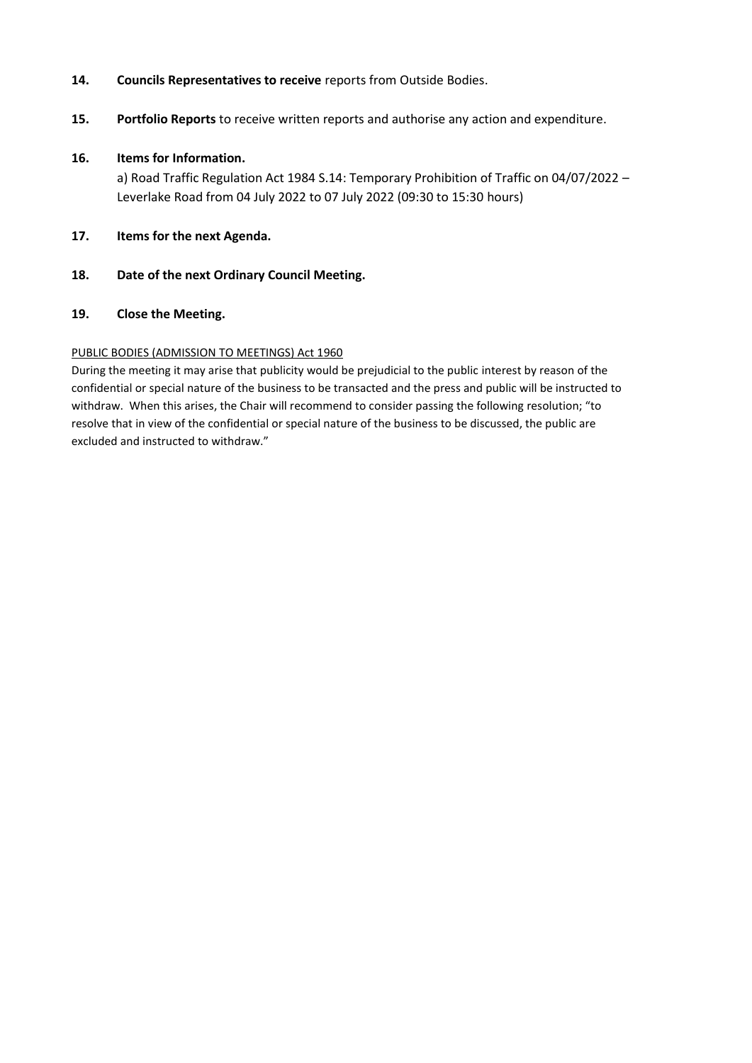**14. Councils Representatives to receive** reports from Outside Bodies.

**15. Portfolio Reports** to receive written reports and authorise any action and expenditure.

**16. Items for Information.**

a) Road Traffic Regulation Act 1984 S.14: Temporary Prohibition of Traffic on 04/07/2022 – Leverlake Road from 04 July 2022 to 07 July 2022 (09:30 to 15:30 hours)

**17. Items for the next Agenda.**

**18. Date of the next Ordinary Council Meeting.**

**19. Close the Meeting.**

<u>PUBLIC BODIES (ADMISSION TO MEETINGS) Act 1960</u>

During the meeting it may arise that publicity would be prejudicial to the public interest by reason of the confidential or special nature of the business to be transacted and the press and public will be instructed to withdraw. When this arises, the Chair will recommend to consider passing the following resolution; "to resolve that in view of the confidential or special nature of the business to be discussed, the public are excluded and instructed to withdraw."